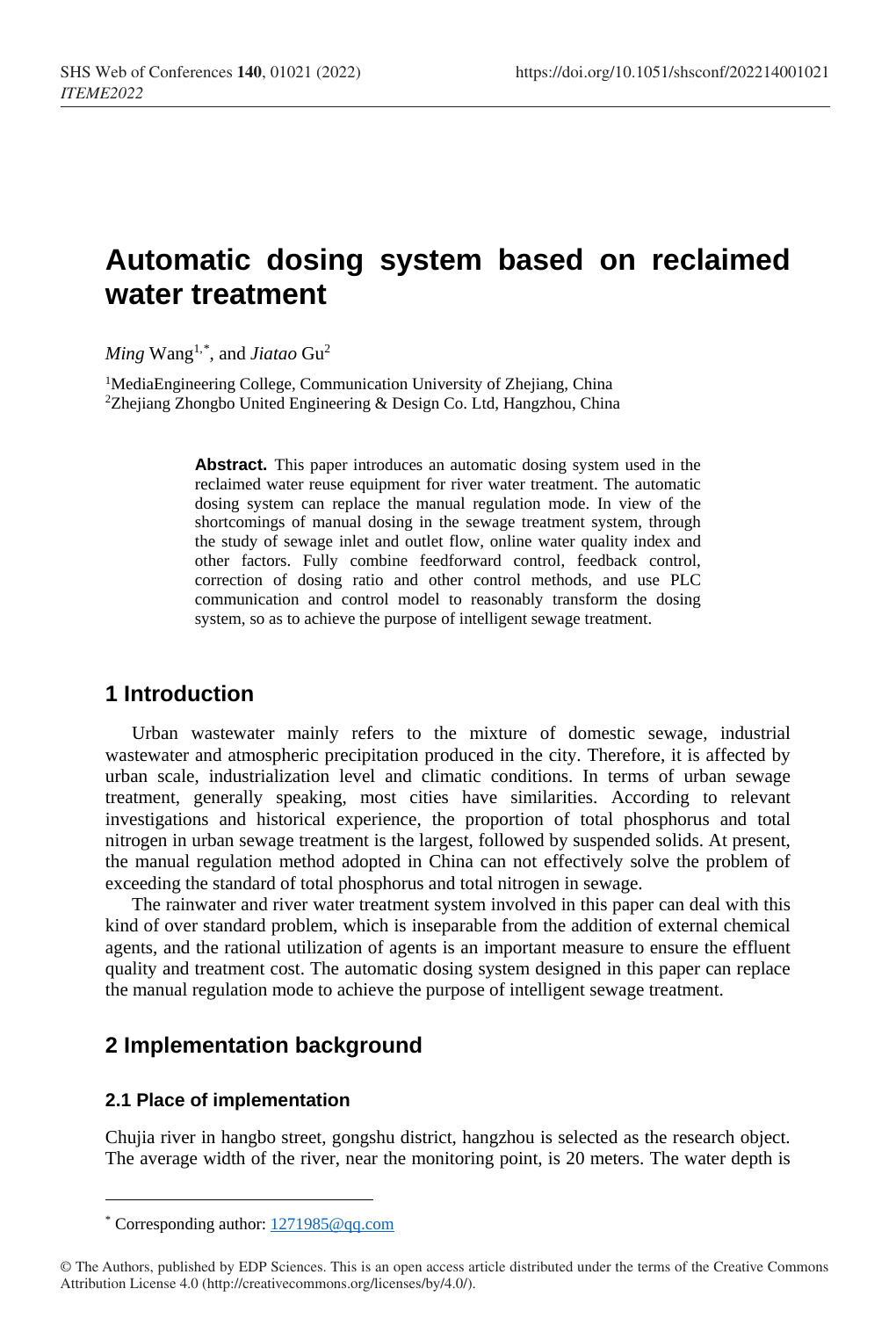# Automatic dosing system based on reclaimed water treatment

*Ming* Wang[1,*], and *Jiatao* Gu[2]

[1]MediaEngineering College, Communication University of Zhejiang, China
[2]Zhejiang Zhongbo United Engineering & Design Co. Ltd, Hangzhou, China

**Abstract.** This paper introduces an automatic dosing system used in the reclaimed water reuse equipment for river water treatment. The automatic dosing system can replace the manual regulation mode. In view of the shortcomings of manual dosing in the sewage treatment system, through the study of sewage inlet and outlet flow, online water quality index and other factors. Fully combine feedforward control, feedback control, correction of dosing ratio and other control methods, and use PLC communication and control model to reasonably transform the dosing system, so as to achieve the purpose of intelligent sewage treatment.

## 1 Introduction

Urban wastewater mainly refers to the mixture of domestic sewage, industrial wastewater and atmospheric precipitation produced in the city. Therefore, it is affected by urban scale, industrialization level and climatic conditions. In terms of urban sewage treatment, generally speaking, most cities have similarities. According to relevant investigations and historical experience, the proportion of total phosphorus and total nitrogen in urban sewage treatment is the largest, followed by suspended solids. At present, the manual regulation method adopted in China can not effectively solve the problem of exceeding the standard of total phosphorus and total nitrogen in sewage.

The rainwater and river water treatment system involved in this paper can deal with this kind of over standard problem, which is inseparable from the addition of external chemical agents, and the rational utilization of agents is an important measure to ensure the effluent quality and treatment cost. The automatic dosing system designed in this paper can replace the manual regulation mode to achieve the purpose of intelligent sewage treatment.

## 2 Implementation background

### 2.1 Place of implementation

Chujia river in hangbo street, gongshu district, hangzhou is selected as the research object. The average width of the river, near the monitoring point, is 20 meters. The water depth is

* Corresponding author: 1271985@qq.com

© The Authors, published by EDP Sciences. This is an open access article distributed under the terms of the Creative Commons Attribution License 4.0 (http://creativecommons.org/licenses/by/4.0/).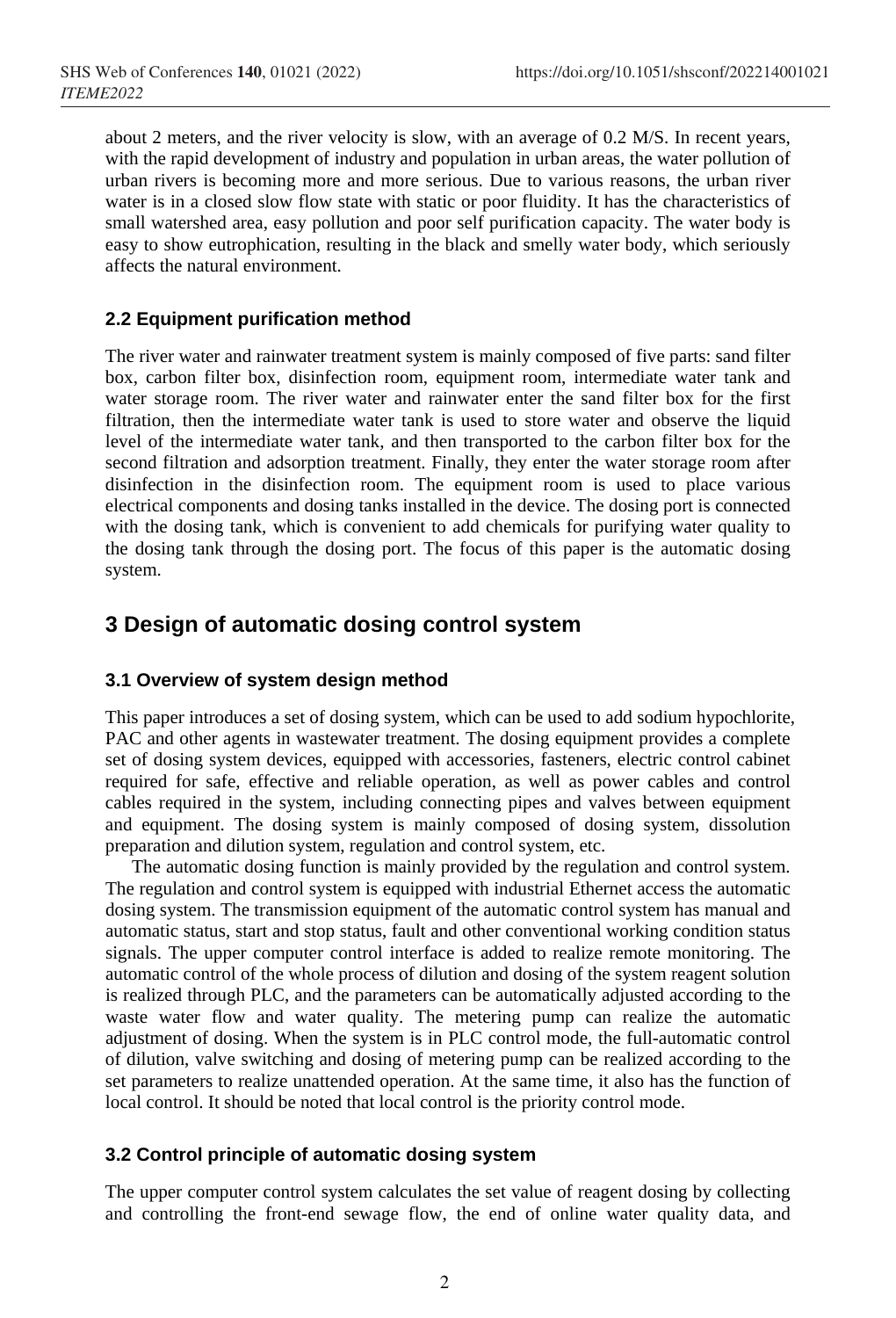about 2 meters, and the river velocity is slow, with an average of 0.2 M/S. In recent years, with the rapid development of industry and population in urban areas, the water pollution of urban rivers is becoming more and more serious. Due to various reasons, the urban river water is in a closed slow flow state with static or poor fluidity. It has the characteristics of small watershed area, easy pollution and poor self purification capacity. The water body is easy to show eutrophication, resulting in the black and smelly water body, which seriously affects the natural environment.

### 2.2 Equipment purification method

The river water and rainwater treatment system is mainly composed of five parts: sand filter box, carbon filter box, disinfection room, equipment room, intermediate water tank and water storage room. The river water and rainwater enter the sand filter box for the first filtration, then the intermediate water tank is used to store water and observe the liquid level of the intermediate water tank, and then transported to the carbon filter box for the second filtration and adsorption treatment. Finally, they enter the water storage room after disinfection in the disinfection room. The equipment room is used to place various electrical components and dosing tanks installed in the device. The dosing port is connected with the dosing tank, which is convenient to add chemicals for purifying water quality to the dosing tank through the dosing port. The focus of this paper is the automatic dosing system.

## 3 Design of automatic dosing control system

### 3.1 Overview of system design method

This paper introduces a set of dosing system, which can be used to add sodium hypochlorite, PAC and other agents in wastewater treatment. The dosing equipment provides a complete set of dosing system devices, equipped with accessories, fasteners, electric control cabinet required for safe, effective and reliable operation, as well as power cables and control cables required in the system, including connecting pipes and valves between equipment and equipment. The dosing system is mainly composed of dosing system, dissolution preparation and dilution system, regulation and control system, etc.

The automatic dosing function is mainly provided by the regulation and control system. The regulation and control system is equipped with industrial Ethernet access the automatic dosing system. The transmission equipment of the automatic control system has manual and automatic status, start and stop status, fault and other conventional working condition status signals. The upper computer control interface is added to realize remote monitoring. The automatic control of the whole process of dilution and dosing of the system reagent solution is realized through PLC, and the parameters can be automatically adjusted according to the waste water flow and water quality. The metering pump can realize the automatic adjustment of dosing. When the system is in PLC control mode, the full-automatic control of dilution, valve switching and dosing of metering pump can be realized according to the set parameters to realize unattended operation. At the same time, it also has the function of local control. It should be noted that local control is the priority control mode.

### 3.2 Control principle of automatic dosing system

The upper computer control system calculates the set value of reagent dosing by collecting and controlling the front-end sewage flow, the end of online water quality data, and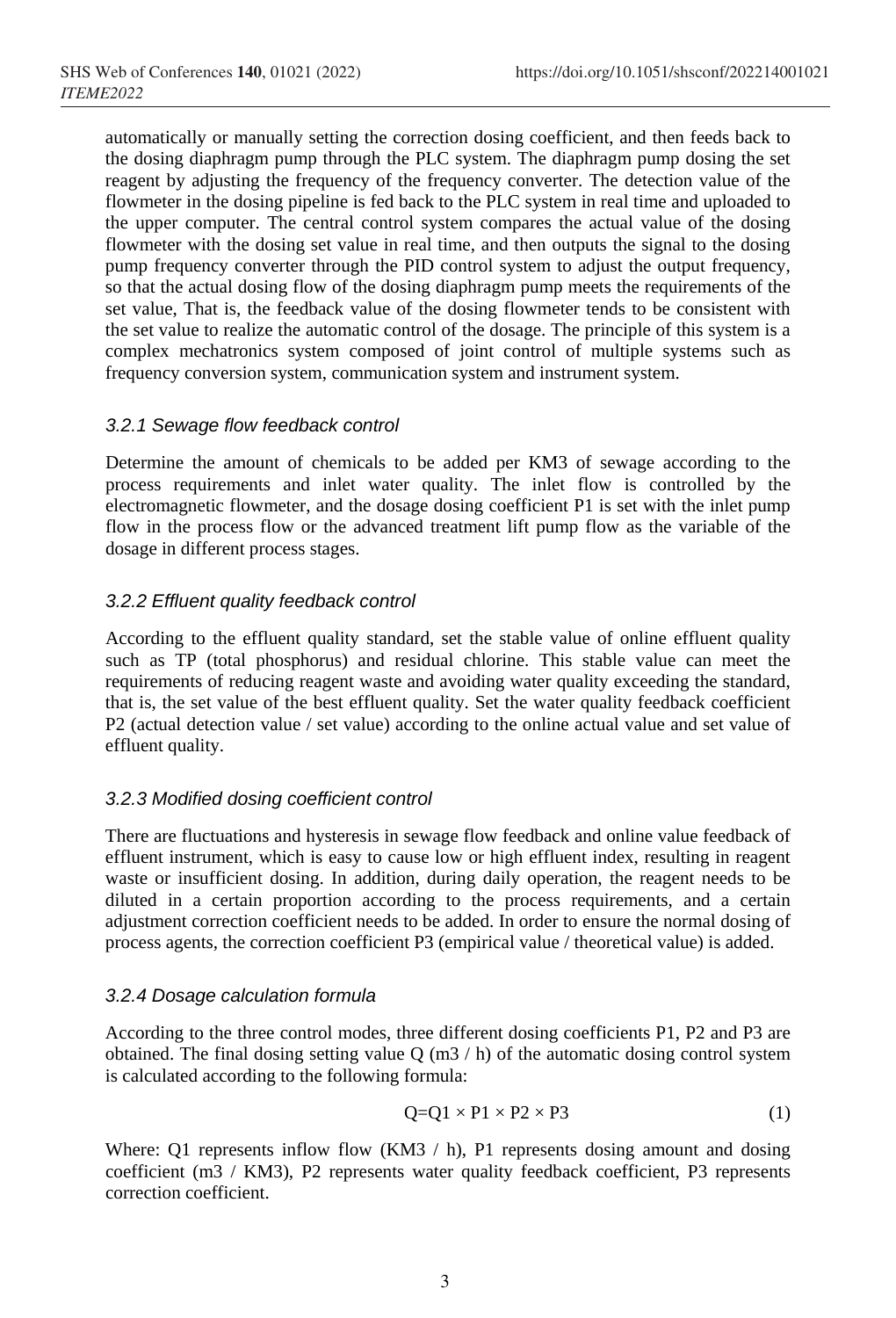automatically or manually setting the correction dosing coefficient, and then feeds back to the dosing diaphragm pump through the PLC system. The diaphragm pump dosing the set reagent by adjusting the frequency of the frequency converter. The detection value of the flowmeter in the dosing pipeline is fed back to the PLC system in real time and uploaded to the upper computer. The central control system compares the actual value of the dosing flowmeter with the dosing set value in real time, and then outputs the signal to the dosing pump frequency converter through the PID control system to adjust the output frequency, so that the actual dosing flow of the dosing diaphragm pump meets the requirements of the set value, That is, the feedback value of the dosing flowmeter tends to be consistent with the set value to realize the automatic control of the dosage. The principle of this system is a complex mechatronics system composed of joint control of multiple systems such as frequency conversion system, communication system and instrument system.

#### *3.2.1 Sewage flow feedback control*

Determine the amount of chemicals to be added per KM3 of sewage according to the process requirements and inlet water quality. The inlet flow is controlled by the electromagnetic flowmeter, and the dosage dosing coefficient P1 is set with the inlet pump flow in the process flow or the advanced treatment lift pump flow as the variable of the dosage in different process stages.

#### *3.2.2 Effluent quality feedback control*

According to the effluent quality standard, set the stable value of online effluent quality such as TP (total phosphorus) and residual chlorine. This stable value can meet the requirements of reducing reagent waste and avoiding water quality exceeding the standard, that is, the set value of the best effluent quality. Set the water quality feedback coefficient P2 (actual detection value / set value) according to the online actual value and set value of effluent quality.

#### *3.2.3 Modified dosing coefficient control*

There are fluctuations and hysteresis in sewage flow feedback and online value feedback of effluent instrument, which is easy to cause low or high effluent index, resulting in reagent waste or insufficient dosing. In addition, during daily operation, the reagent needs to be diluted in a certain proportion according to the process requirements, and a certain adjustment correction coefficient needs to be added. In order to ensure the normal dosing of process agents, the correction coefficient P3 (empirical value / theoretical value) is added.

#### *3.2.4 Dosage calculation formula*

According to the three control modes, three different dosing coefficients P1, P2 and P3 are obtained. The final dosing setting value Q (m3 / h) of the automatic dosing control system is calculated according to the following formula:

$$Q = Q1 \times P1 \times P2 \times P3 \tag{1}$$

Where: Q1 represents inflow flow (KM3 / h), P1 represents dosing amount and dosing coefficient (m3 / KM3), P2 represents water quality feedback coefficient, P3 represents correction coefficient.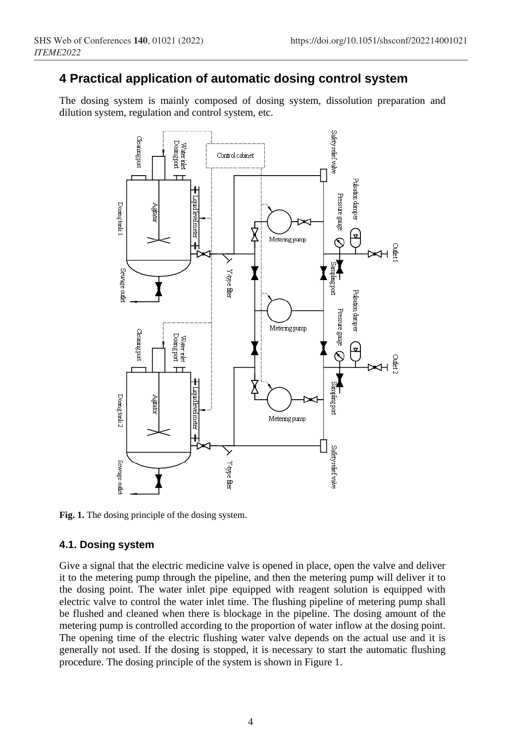## 4 Practical application of automatic dosing control system

The dosing system is mainly composed of dosing system, dissolution preparation and dilution system, regulation and control system, etc.

**Fig. 1.** The dosing principle of the dosing system.

### 4.1. Dosing system

Give a signal that the electric medicine valve is opened in place, open the valve and deliver it to the metering pump through the pipeline, and then the metering pump will deliver it to the dosing point. The water inlet pipe equipped with reagent solution is equipped with electric valve to control the water inlet time. The flushing pipeline of metering pump shall be flushed and cleaned when there is blockage in the pipeline. The dosing amount of the metering pump is controlled according to the proportion of water inflow at the dosing point. The opening time of the electric flushing water valve depends on the actual use and it is generally not used. If the dosing is stopped, it is necessary to start the automatic flushing procedure. The dosing principle of the system is shown in Figure 1.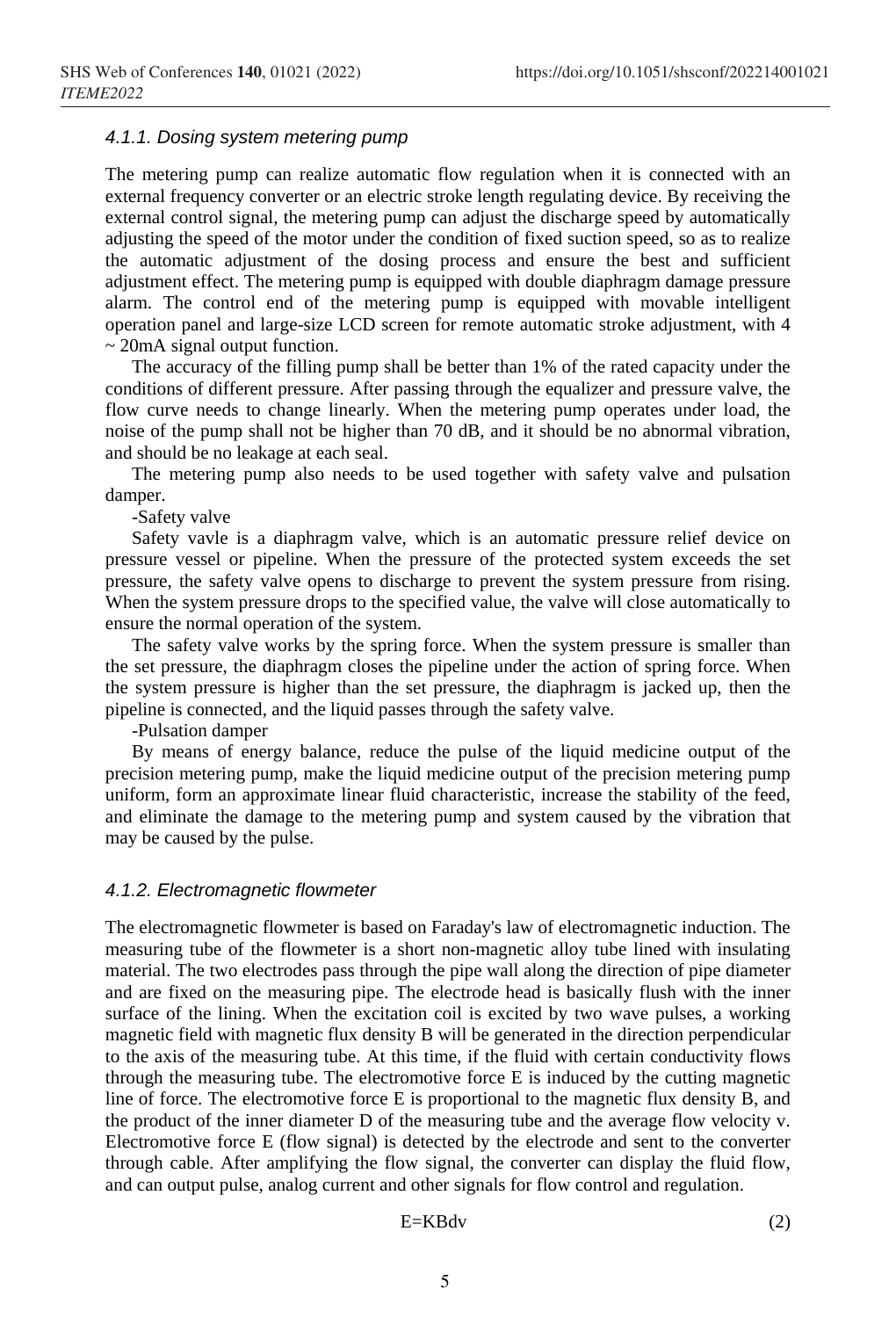#### *4.1.1. Dosing system metering pump*

The metering pump can realize automatic flow regulation when it is connected with an external frequency converter or an electric stroke length regulating device. By receiving the external control signal, the metering pump can adjust the discharge speed by automatically adjusting the speed of the motor under the condition of fixed suction speed, so as to realize the automatic adjustment of the dosing process and ensure the best and sufficient adjustment effect. The metering pump is equipped with double diaphragm damage pressure alarm. The control end of the metering pump is equipped with movable intelligent operation panel and large-size LCD screen for remote automatic stroke adjustment, with 4 ~ 20mA signal output function.

The accuracy of the filling pump shall be better than 1% of the rated capacity under the conditions of different pressure. After passing through the equalizer and pressure valve, the flow curve needs to change linearly. When the metering pump operates under load, the noise of the pump shall not be higher than 70 dB, and it should be no abnormal vibration, and should be no leakage at each seal.

The metering pump also needs to be used together with safety valve and pulsation damper.

-Safety valve

Safety vavle is a diaphragm valve, which is an automatic pressure relief device on pressure vessel or pipeline. When the pressure of the protected system exceeds the set pressure, the safety valve opens to discharge to prevent the system pressure from rising. When the system pressure drops to the specified value, the valve will close automatically to ensure the normal operation of the system.

The safety valve works by the spring force. When the system pressure is smaller than the set pressure, the diaphragm closes the pipeline under the action of spring force. When the system pressure is higher than the set pressure, the diaphragm is jacked up, then the pipeline is connected, and the liquid passes through the safety valve.

-Pulsation damper

By means of energy balance, reduce the pulse of the liquid medicine output of the precision metering pump, make the liquid medicine output of the precision metering pump uniform, form an approximate linear fluid characteristic, increase the stability of the feed, and eliminate the damage to the metering pump and system caused by the vibration that may be caused by the pulse.

#### *4.1.2. Electromagnetic flowmeter*

The electromagnetic flowmeter is based on Faraday's law of electromagnetic induction. The measuring tube of the flowmeter is a short non-magnetic alloy tube lined with insulating material. The two electrodes pass through the pipe wall along the direction of pipe diameter and are fixed on the measuring pipe. The electrode head is basically flush with the inner surface of the lining. When the excitation coil is excited by two wave pulses, a working magnetic field with magnetic flux density B will be generated in the direction perpendicular to the axis of the measuring tube. At this time, if the fluid with certain conductivity flows through the measuring tube. The electromotive force E is induced by the cutting magnetic line of force. The electromotive force E is proportional to the magnetic flux density B, and the product of the inner diameter D of the measuring tube and the average flow velocity v. Electromotive force E (flow signal) is detected by the electrode and sent to the converter through cable. After amplifying the flow signal, the converter can display the fluid flow, and can output pulse, analog current and other signals for flow control and regulation.

$$E=KBdv \tag{2}$$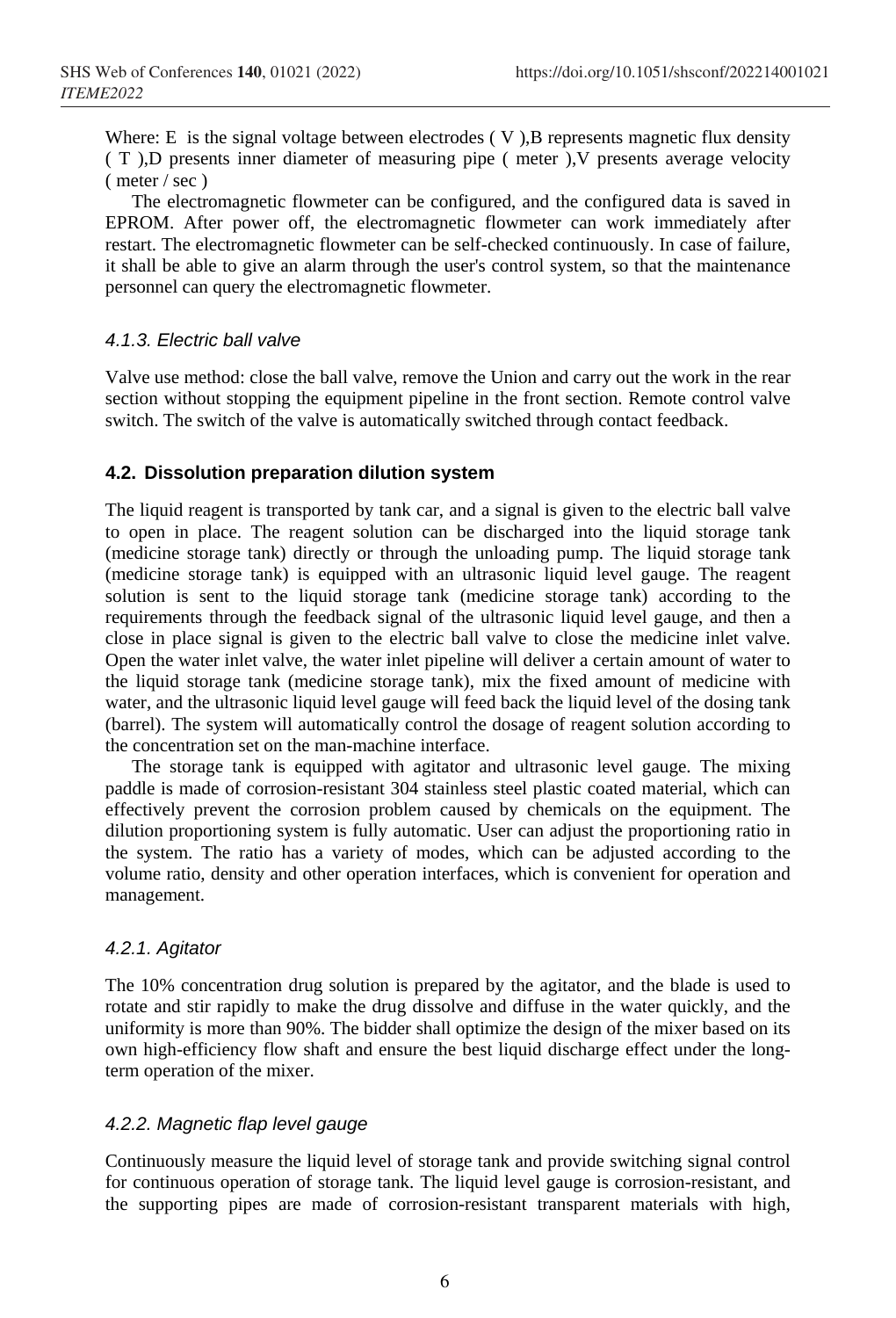Where: E is the signal voltage between electrodes ( V ),B represents magnetic flux density ( T ),D presents inner diameter of measuring pipe ( meter ),V presents average velocity ( meter / sec )

The electromagnetic flowmeter can be configured, and the configured data is saved in EPROM. After power off, the electromagnetic flowmeter can work immediately after restart. The electromagnetic flowmeter can be self-checked continuously. In case of failure, it shall be able to give an alarm through the user's control system, so that the maintenance personnel can query the electromagnetic flowmeter.

#### *4.1.3. Electric ball valve*

Valve use method: close the ball valve, remove the Union and carry out the work in the rear section without stopping the equipment pipeline in the front section. Remote control valve switch. The switch of the valve is automatically switched through contact feedback.

### **4.2. Dissolution preparation dilution system**

The liquid reagent is transported by tank car, and a signal is given to the electric ball valve to open in place. The reagent solution can be discharged into the liquid storage tank (medicine storage tank) directly or through the unloading pump. The liquid storage tank (medicine storage tank) is equipped with an ultrasonic liquid level gauge. The reagent solution is sent to the liquid storage tank (medicine storage tank) according to the requirements through the feedback signal of the ultrasonic liquid level gauge, and then a close in place signal is given to the electric ball valve to close the medicine inlet valve. Open the water inlet valve, the water inlet pipeline will deliver a certain amount of water to the liquid storage tank (medicine storage tank), mix the fixed amount of medicine with water, and the ultrasonic liquid level gauge will feed back the liquid level of the dosing tank (barrel). The system will automatically control the dosage of reagent solution according to the concentration set on the man-machine interface.

The storage tank is equipped with agitator and ultrasonic level gauge. The mixing paddle is made of corrosion-resistant 304 stainless steel plastic coated material, which can effectively prevent the corrosion problem caused by chemicals on the equipment. The dilution proportioning system is fully automatic. User can adjust the proportioning ratio in the system. The ratio has a variety of modes, which can be adjusted according to the volume ratio, density and other operation interfaces, which is convenient for operation and management.

#### *4.2.1. Agitator*

The 10% concentration drug solution is prepared by the agitator, and the blade is used to rotate and stir rapidly to make the drug dissolve and diffuse in the water quickly, and the uniformity is more than 90%. The bidder shall optimize the design of the mixer based on its own high-efficiency flow shaft and ensure the best liquid discharge effect under the long-term operation of the mixer.

#### *4.2.2. Magnetic flap level gauge*

Continuously measure the liquid level of storage tank and provide switching signal control for continuous operation of storage tank. The liquid level gauge is corrosion-resistant, and the supporting pipes are made of corrosion-resistant transparent materials with high,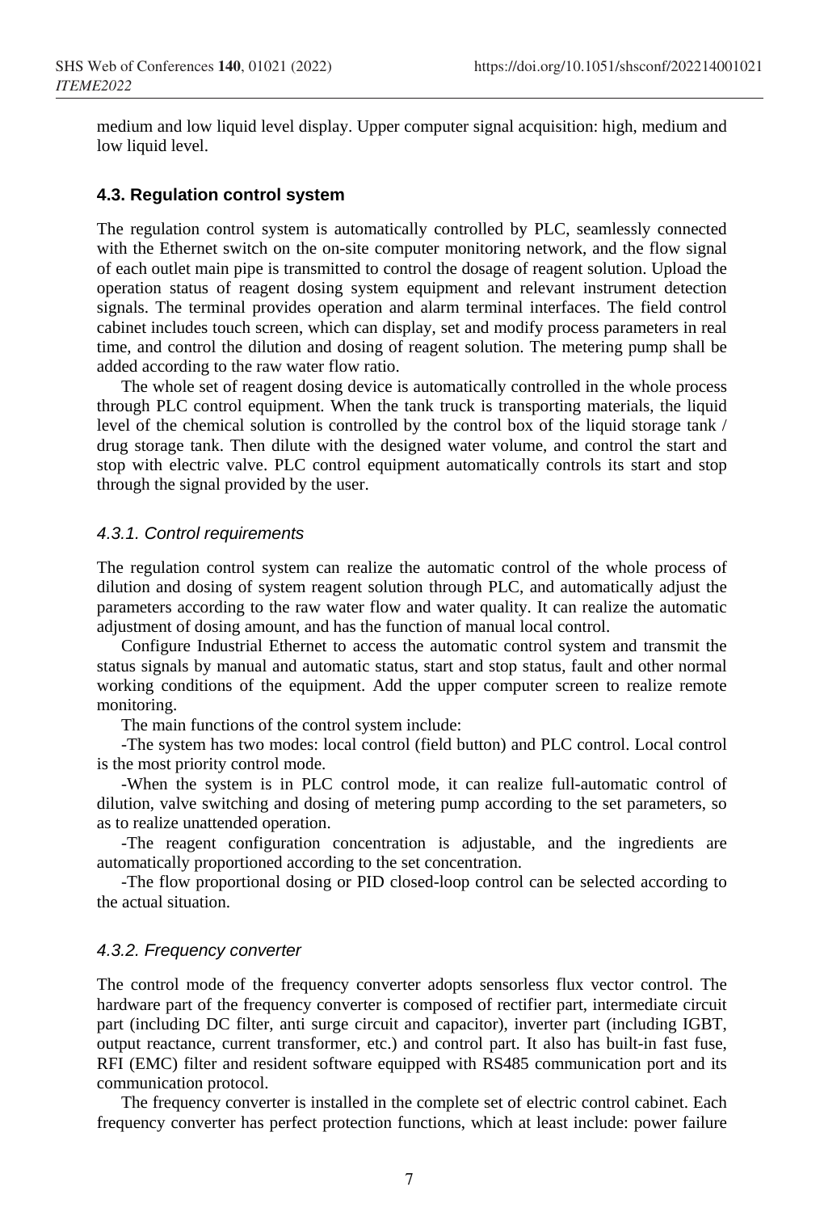medium and low liquid level display. Upper computer signal acquisition: high, medium and low liquid level.

### 4.3. Regulation control system

The regulation control system is automatically controlled by PLC, seamlessly connected with the Ethernet switch on the on-site computer monitoring network, and the flow signal of each outlet main pipe is transmitted to control the dosage of reagent solution. Upload the operation status of reagent dosing system equipment and relevant instrument detection signals. The terminal provides operation and alarm terminal interfaces. The field control cabinet includes touch screen, which can display, set and modify process parameters in real time, and control the dilution and dosing of reagent solution. The metering pump shall be added according to the raw water flow ratio.

The whole set of reagent dosing device is automatically controlled in the whole process through PLC control equipment. When the tank truck is transporting materials, the liquid level of the chemical solution is controlled by the control box of the liquid storage tank / drug storage tank. Then dilute with the designed water volume, and control the start and stop with electric valve. PLC control equipment automatically controls its start and stop through the signal provided by the user.

#### *4.3.1. Control requirements*

The regulation control system can realize the automatic control of the whole process of dilution and dosing of system reagent solution through PLC, and automatically adjust the parameters according to the raw water flow and water quality. It can realize the automatic adjustment of dosing amount, and has the function of manual local control.

Configure Industrial Ethernet to access the automatic control system and transmit the status signals by manual and automatic status, start and stop status, fault and other normal working conditions of the equipment. Add the upper computer screen to realize remote monitoring.

The main functions of the control system include:

-The system has two modes: local control (field button) and PLC control. Local control is the most priority control mode.

-When the system is in PLC control mode, it can realize full-automatic control of dilution, valve switching and dosing of metering pump according to the set parameters, so as to realize unattended operation.

-The reagent configuration concentration is adjustable, and the ingredients are automatically proportioned according to the set concentration.

-The flow proportional dosing or PID closed-loop control can be selected according to the actual situation.

#### *4.3.2. Frequency converter*

The control mode of the frequency converter adopts sensorless flux vector control. The hardware part of the frequency converter is composed of rectifier part, intermediate circuit part (including DC filter, anti surge circuit and capacitor), inverter part (including IGBT, output reactance, current transformer, etc.) and control part. It also has built-in fast fuse, RFI (EMC) filter and resident software equipped with RS485 communication port and its communication protocol.

The frequency converter is installed in the complete set of electric control cabinet. Each frequency converter has perfect protection functions, which at least include: power failure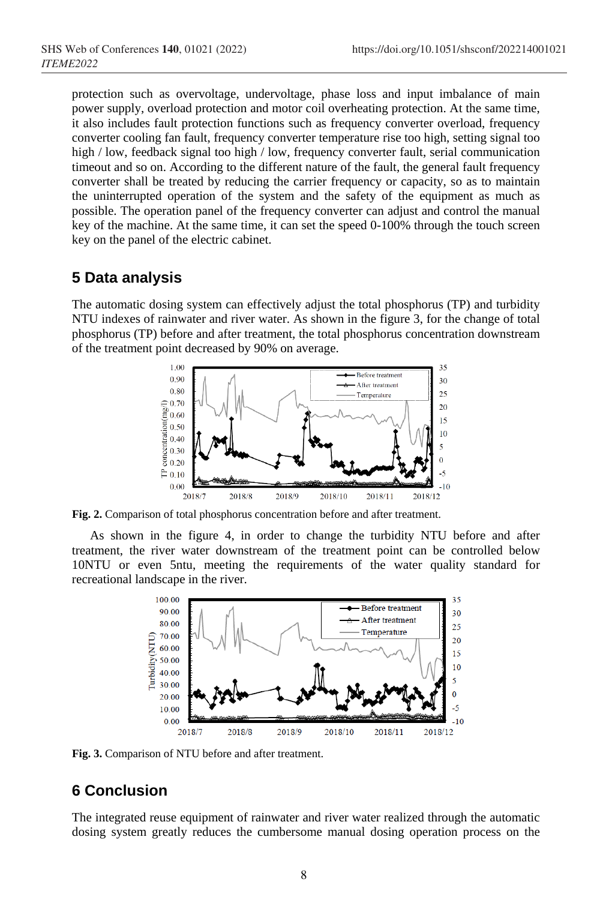protection such as overvoltage, undervoltage, phase loss and input imbalance of main power supply, overload protection and motor coil overheating protection. At the same time, it also includes fault protection functions such as frequency converter overload, frequency converter cooling fan fault, frequency converter temperature rise too high, setting signal too high / low, feedback signal too high / low, frequency converter fault, serial communication timeout and so on. According to the different nature of the fault, the general fault frequency converter shall be treated by reducing the carrier frequency or capacity, so as to maintain the uninterrupted operation of the system and the safety of the equipment as much as possible. The operation panel of the frequency converter can adjust and control the manual key of the machine. At the same time, it can set the speed 0-100% through the touch screen key on the panel of the electric cabinet.

## 5 Data analysis

The automatic dosing system can effectively adjust the total phosphorus (TP) and turbidity NTU indexes of rainwater and river water. As shown in the figure 3, for the change of total phosphorus (TP) before and after treatment, the total phosphorus concentration downstream of the treatment point decreased by 90% on average.

**Fig. 2.** Comparison of total phosphorus concentration before and after treatment.

As shown in the figure 4, in order to change the turbidity NTU before and after treatment, the river water downstream of the treatment point can be controlled below 10NTU or even 5ntu, meeting the requirements of the water quality standard for recreational landscape in the river.

**Fig. 3.** Comparison of NTU before and after treatment.

## 6 Conclusion

The integrated reuse equipment of rainwater and river water realized through the automatic dosing system greatly reduces the cumbersome manual dosing operation process on the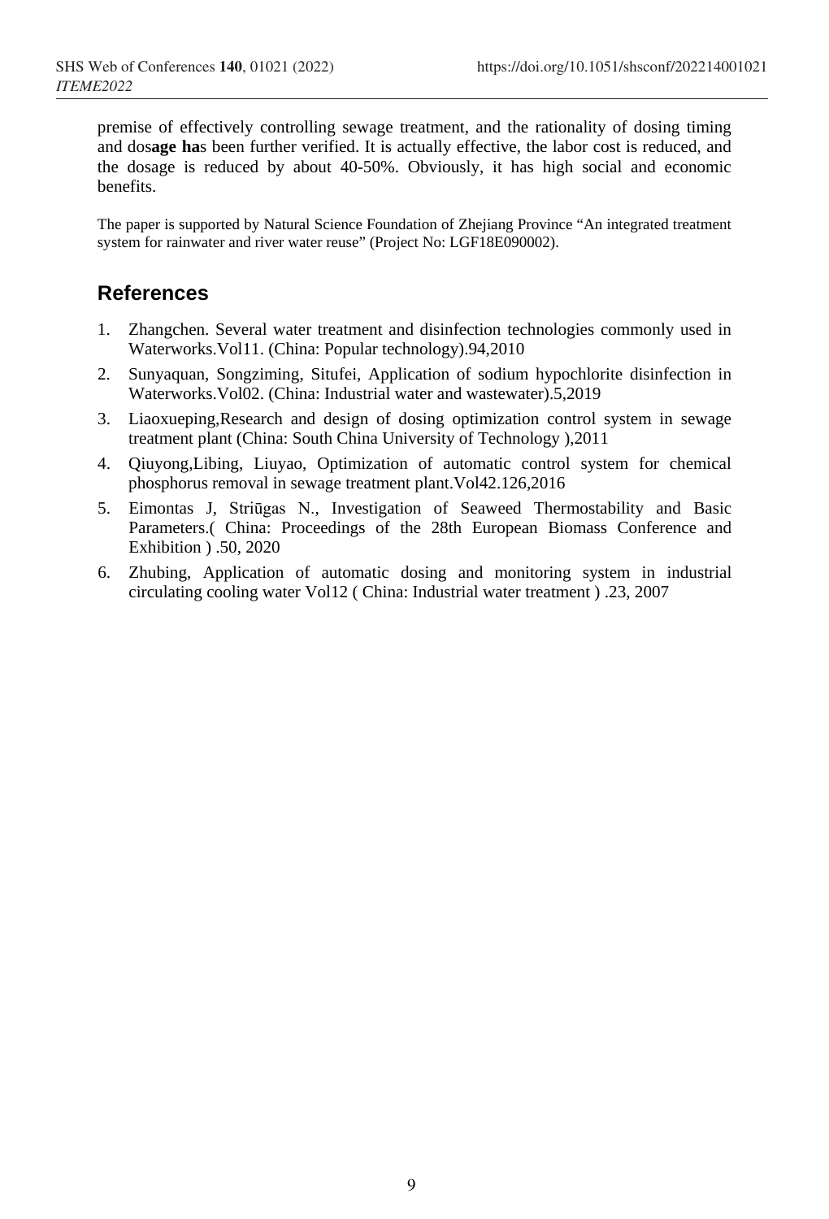premise of effectively controlling sewage treatment, and the rationality of dosing timing and dos**age ha**s been further verified. It is actually effective, the labor cost is reduced, and the dosage is reduced by about 40-50%. Obviously, it has high social and economic benefits.

The paper is supported by Natural Science Foundation of Zhejiang Province “An integrated treatment system for rainwater and river water reuse” (Project No: LGF18E090002).

## References

1. Zhangchen. Several water treatment and disinfection technologies commonly used in Waterworks.Vol11. (China: Popular technology).94,2010
2. Sunyaquan, Songziming, Situfei, Application of sodium hypochlorite disinfection in Waterworks.Vol02. (China: Industrial water and wastewater).5,2019
3. Liaoxueping,Research and design of dosing optimization control system in sewage treatment plant (China: South China University of Technology ),2011
4. Qiuyong,Libing, Liuyao, Optimization of automatic control system for chemical phosphorus removal in sewage treatment plant.Vol42.126,2016
5. Eimontas J, Striūgas N., Investigation of Seaweed Thermostability and Basic Parameters.( China: Proceedings of the 28th European Biomass Conference and Exhibition ) .50, 2020
6. Zhubing, Application of automatic dosing and monitoring system in industrial circulating cooling water Vol12 ( China: Industrial water treatment ) .23, 2007